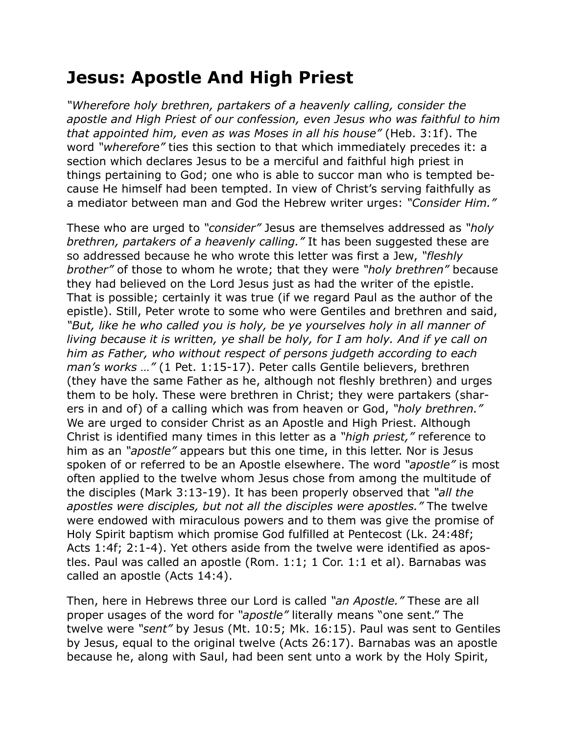# Jesus: Apostle And High Priest

*"Wherefore holy brethren, partakers of a heavenly calling, consider the apostle and High Priest of our confession, even Jesus who was faithful to him that appointed him, even as was Moses in all his house"* (Heb. 3:1f). The word *"wherefore"* ties this section to that which immediately precedes it: a section which declares Jesus to be a merciful and faithful high priest in things pertaining to God; one who is able to succor man who is tempted because He himself had been tempted. In view of Christ's serving faithfully as a mediator between man and God the Hebrew writer urges: *"Consider Him."*

These who are urged to *"consider"* Jesus are themselves addressed as *"holy brethren, partakers of a heavenly calling."* It has been suggested these are so addressed because he who wrote this letter was first a Jew, *"fleshly brother"* of those to whom he wrote; that they were *"holy brethren"* because they had believed on the Lord Jesus just as had the writer of the epistle. That is possible; certainly it was true (if we regard Paul as the author of the epistle). Still, Peter wrote to some who were Gentiles and brethren and said, *"But, like he who called you is holy, be ye yourselves holy in all manner of living because it is written, ye shall be holy, for I am holy. And if ye call on him as Father, who without respect of persons judgeth according to each man's works …"* (1 Pet. 1:15-17). Peter calls Gentile believers, brethren (they have the same Father as he, although not fleshly brethren) and urges them to be holy. These were brethren in Christ; they were partakers (sharers in and of) of a calling which was from heaven or God, *"holy brethren."* We are urged to consider Christ as an Apostle and High Priest. Although Christ is identified many times in this letter as a *"high priest,"* reference to him as an *"apostle"* appears but this one time, in this letter. Nor is Jesus spoken of or referred to be an Apostle elsewhere. The word *"apostle"* is most often applied to the twelve whom Jesus chose from among the multitude of the disciples (Mark 3:13-19). It has been properly observed that *"all the apostles were disciples, but not all the disciples were apostles."* The twelve were endowed with miraculous powers and to them was give the promise of Holy Spirit baptism which promise God fulfilled at Pentecost (Lk. 24:48f; Acts 1:4f; 2:1-4). Yet others aside from the twelve were identified as apostles. Paul was called an apostle (Rom. 1:1; 1 Cor. 1:1 et al). Barnabas was called an apostle (Acts 14:4).

Then, here in Hebrews three our Lord is called *"an Apostle."* These are all proper usages of the word for *"apostle"* literally means "one sent." The twelve were *"sent"* by Jesus (Mt. 10:5; Mk. 16:15). Paul was sent to Gentiles by Jesus, equal to the original twelve (Acts 26:17). Barnabas was an apostle because he, along with Saul, had been sent unto a work by the Holy Spirit,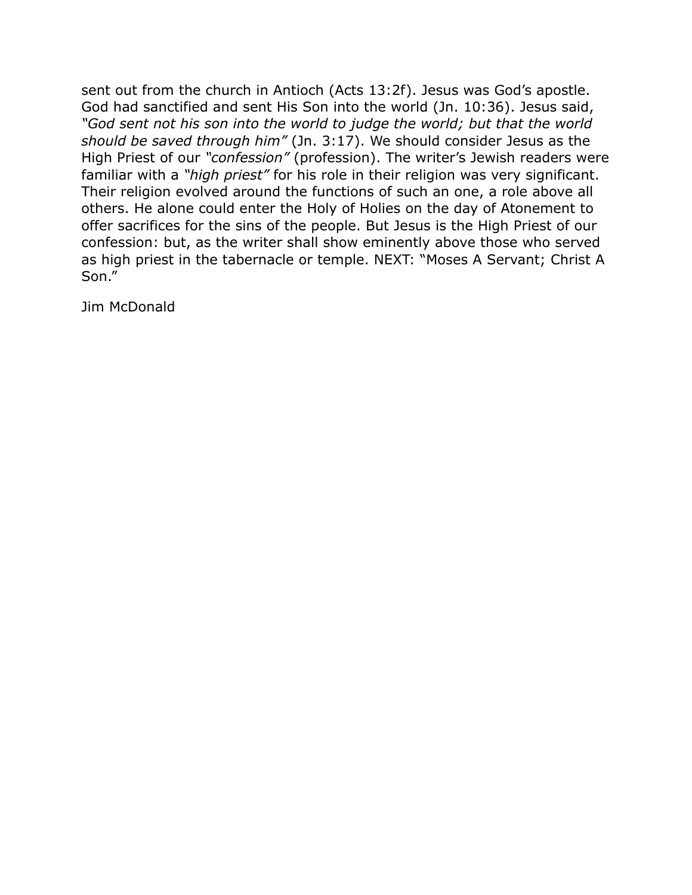sent out from the church in Antioch (Acts 13:2f). Jesus was God's apostle. God had sanctified and sent His Son into the world (Jn. 10:36). Jesus said, *"God sent not his son into the world to judge the world; but that the world should be saved through him"* (Jn. 3:17). We should consider Jesus as the High Priest of our *"confession"* (profession). The writer's Jewish readers were familiar with a *"high priest"* for his role in their religion was very significant. Their religion evolved around the functions of such an one, a role above all others. He alone could enter the Holy of Holies on the day of Atonement to offer sacrifices for the sins of the people. But Jesus is the High Priest of our confession: but, as the writer shall show eminently above those who served as high priest in the tabernacle or temple. NEXT: "Moses A Servant; Christ A Son."

Jim McDonald